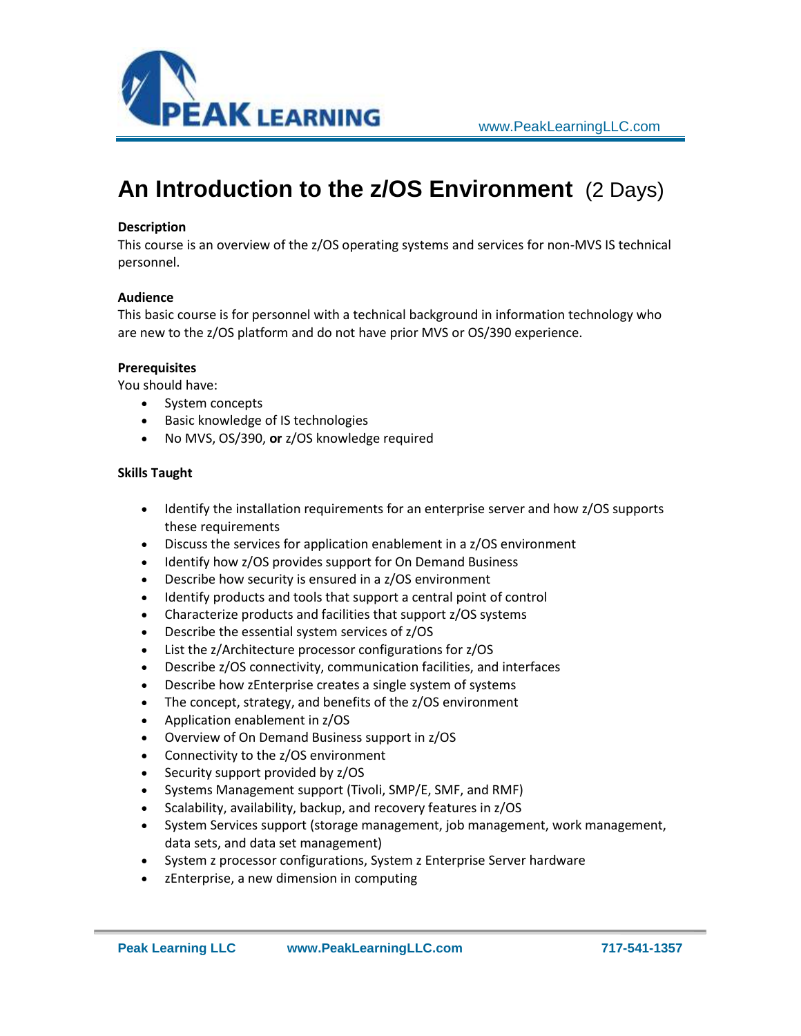# An Introduction to the z/OS Environment (2 Days)

**Description**

This course is an overview of the z/OS operating systems and services for non-MVS IS technical personnel.

**Audience**

This basic course is for personnel with a technical background in information technology who are new to the z/OS platform and do not have prior MVS or OS/390 experience.

**Prerequisites**

You should have:

- System concepts
- Basic knowledge of IS technologies
- No MVS, OS/390, **or** z/OS knowledge required

**Skills Taught**

- Identify the installation requirements for an enterprise server and how z/OS supports these requirements
- Discuss the services for application enablement in a z/OS environment
- Identify how z/OS provides support for On Demand Business
- Describe how security is ensured in a z/OS environment
- Identify products and tools that support a central point of control
- Characterize products and facilities that support z/OS systems
- Describe the essential system services of z/OS
- List the z/Architecture processor configurations for z/OS
- Describe z/OS connectivity, communication facilities, and interfaces
- Describe how zEnterprise creates a single system of systems
- The concept, strategy, and benefits of the z/OS environment
- Application enablement in z/OS
- Overview of On Demand Business support in z/OS
- Connectivity to the z/OS environment
- Security support provided by z/OS
- Systems Management support (Tivoli, SMP/E, SMF, and RMF)
- Scalability, availability, backup, and recovery features in z/OS
- System Services support (storage management, job management, work management, data sets, and data set management)
- System z processor configurations, System z Enterprise Server hardware
- zEnterprise, a new dimension in computing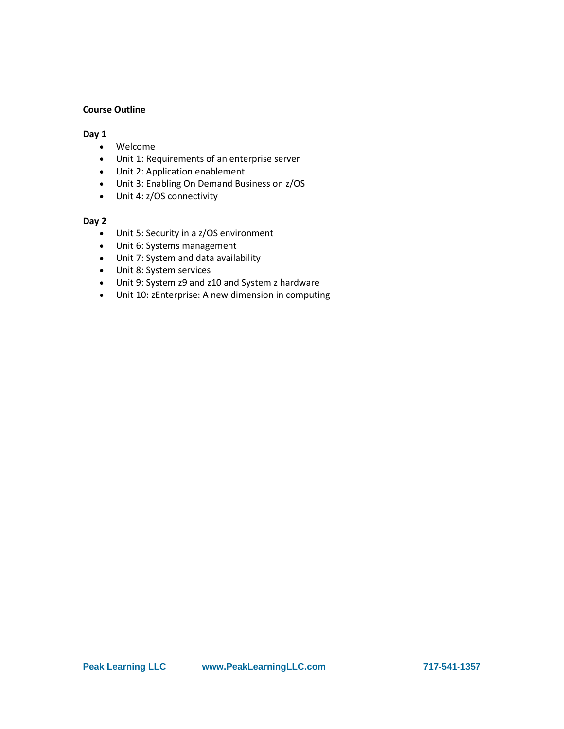**Course Outline**

**Day 1**

- Welcome
- Unit 1: Requirements of an enterprise server
- Unit 2: Application enablement
- Unit 3: Enabling On Demand Business on z/OS
- Unit 4: z/OS connectivity

**Day 2**

- Unit 5: Security in a z/OS environment
- Unit 6: Systems management
- Unit 7: System and data availability
- Unit 8: System services
- Unit 9: System z9 and z10 and System z hardware
- Unit 10: zEnterprise: A new dimension in computing